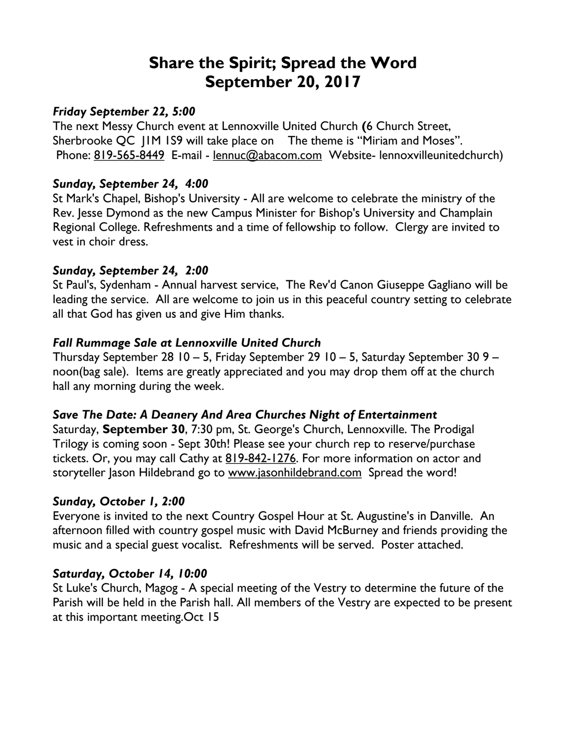# Share the Spirit; Spread the Word
# September 20, 2017

***Friday September 22, 5:00***

The next Messy Church event at Lennoxville United Church (6 Church Street, Sherbrooke QC J1M 1S9 will take place on The theme is "Miriam and Moses". Phone: 819-565-8449 E-mail - lennuc@abacom.com Website- lennoxvilleunitedchurch)

***Sunday, September 24, 4:00***

St Mark's Chapel, Bishop's University - All are welcome to celebrate the ministry of the Rev. Jesse Dymond as the new Campus Minister for Bishop's University and Champlain Regional College. Refreshments and a time of fellowship to follow. Clergy are invited to vest in choir dress.

***Sunday, September 24, 2:00***

St Paul's, Sydenham - Annual harvest service, The Rev'd Canon Giuseppe Gagliano will be leading the service. All are welcome to join us in this peaceful country setting to celebrate all that God has given us and give Him thanks.

***Fall Rummage Sale at Lennoxville United Church***

Thursday September 28 10 – 5, Friday September 29 10 – 5, Saturday September 30 9 – noon(bag sale). Items are greatly appreciated and you may drop them off at the church hall any morning during the week.

***Save The Date: A Deanery And Area Churches Night of Entertainment***

Saturday, **September 30**, 7:30 pm, St. George's Church, Lennoxville. The Prodigal Trilogy is coming soon - Sept 30th! Please see your church rep to reserve/purchase tickets. Or, you may call Cathy at 819-842-1276. For more information on actor and storyteller Jason Hildebrand go to www.jasonhildebrand.com Spread the word!

***Sunday, October 1, 2:00***

Everyone is invited to the next Country Gospel Hour at St. Augustine's in Danville. An afternoon filled with country gospel music with David McBurney and friends providing the music and a special guest vocalist. Refreshments will be served. Poster attached.

***Saturday, October 14, 10:00***

St Luke's Church, Magog - A special meeting of the Vestry to determine the future of the Parish will be held in the Parish hall. All members of the Vestry are expected to be present at this important meeting.Oct 15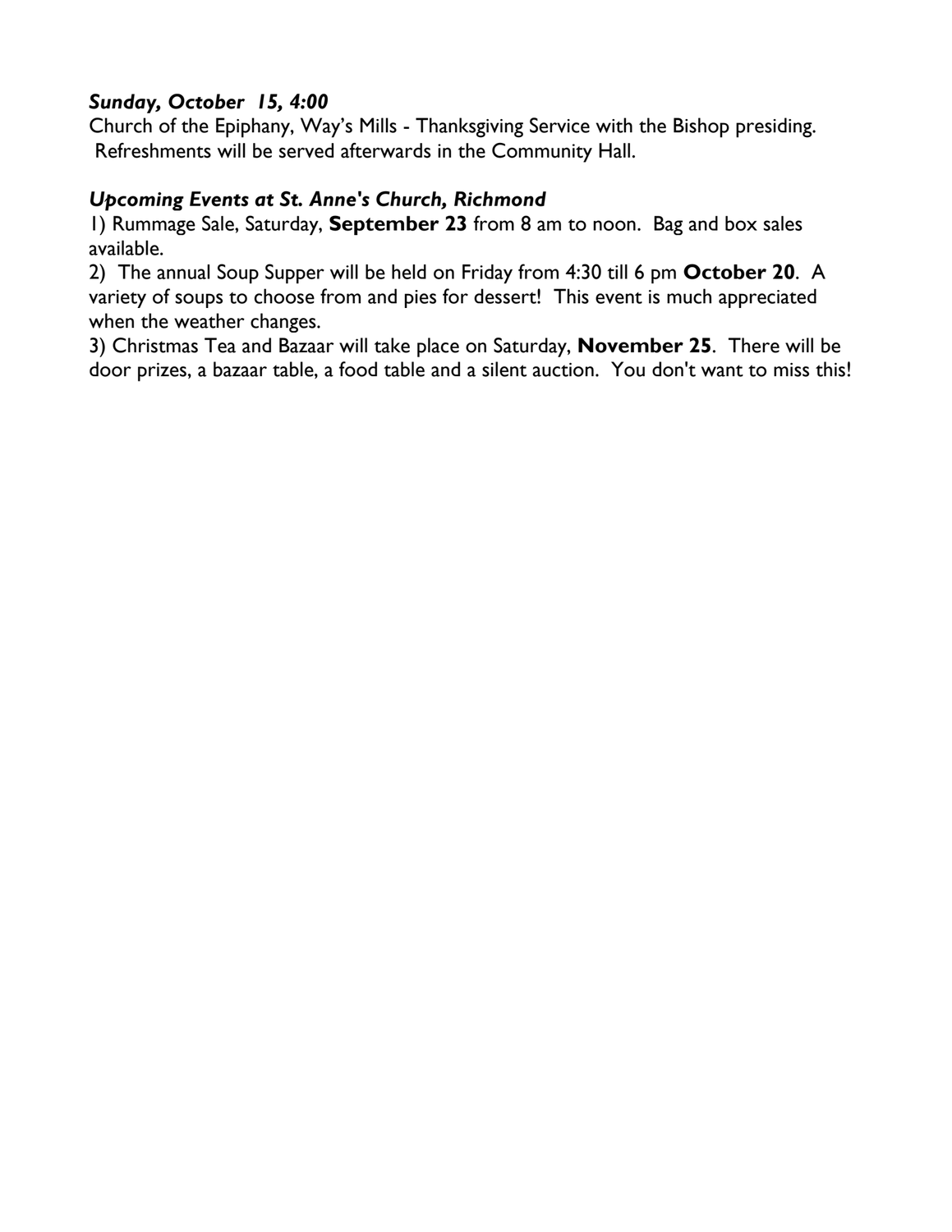***Sunday, October 15, 4:00***

Church of the Epiphany, Way's Mills - Thanksgiving Service with the Bishop presiding. Refreshments will be served afterwards in the Community Hall.

***Upcoming Events at St. Anne's Church, Richmond***

1) Rummage Sale, Saturday, **September 23** from 8 am to noon. Bag and box sales available.

2) The annual Soup Supper will be held on Friday from 4:30 till 6 pm **October 20**. A variety of soups to choose from and pies for dessert! This event is much appreciated when the weather changes.

3) Christmas Tea and Bazaar will take place on Saturday, **November 25**. There will be door prizes, a bazaar table, a food table and a silent auction. You don't want to miss this!